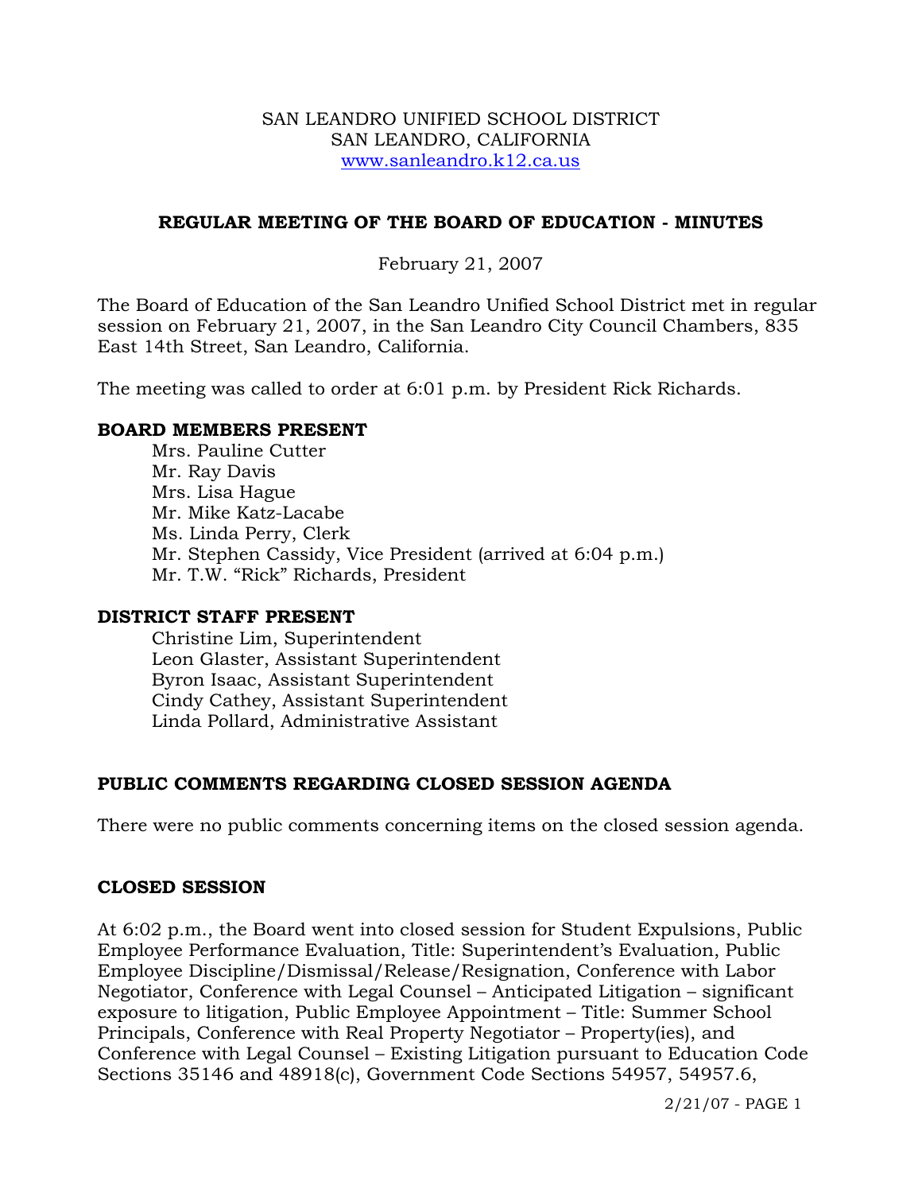SAN LEANDRO UNIFIED SCHOOL DISTRICT
SAN LEANDRO, CALIFORNIA
www.sanleandro.k12.ca.us

# REGULAR MEETING OF THE BOARD OF EDUCATION - MINUTES

February 21, 2007

The Board of Education of the San Leandro Unified School District met in regular session on February 21, 2007, in the San Leandro City Council Chambers, 835 East 14th Street, San Leandro, California.

The meeting was called to order at 6:01 p.m. by President Rick Richards.

## BOARD MEMBERS PRESENT

Mrs. Pauline Cutter
Mr. Ray Davis
Mrs. Lisa Hague
Mr. Mike Katz-Lacabe
Ms. Linda Perry, Clerk
Mr. Stephen Cassidy, Vice President (arrived at 6:04 p.m.)
Mr. T.W. "Rick" Richards, President

## DISTRICT STAFF PRESENT

Christine Lim, Superintendent
Leon Glaster, Assistant Superintendent
Byron Isaac, Assistant Superintendent
Cindy Cathey, Assistant Superintendent
Linda Pollard, Administrative Assistant

## PUBLIC COMMENTS REGARDING CLOSED SESSION AGENDA

There were no public comments concerning items on the closed session agenda.

## CLOSED SESSION

At 6:02 p.m., the Board went into closed session for Student Expulsions, Public Employee Performance Evaluation, Title: Superintendent's Evaluation, Public Employee Discipline/Dismissal/Release/Resignation, Conference with Labor Negotiator, Conference with Legal Counsel – Anticipated Litigation – significant exposure to litigation, Public Employee Appointment – Title: Summer School Principals, Conference with Real Property Negotiator – Property(ies), and Conference with Legal Counsel – Existing Litigation pursuant to Education Code Sections 35146 and 48918(c), Government Code Sections 54957, 54957.6,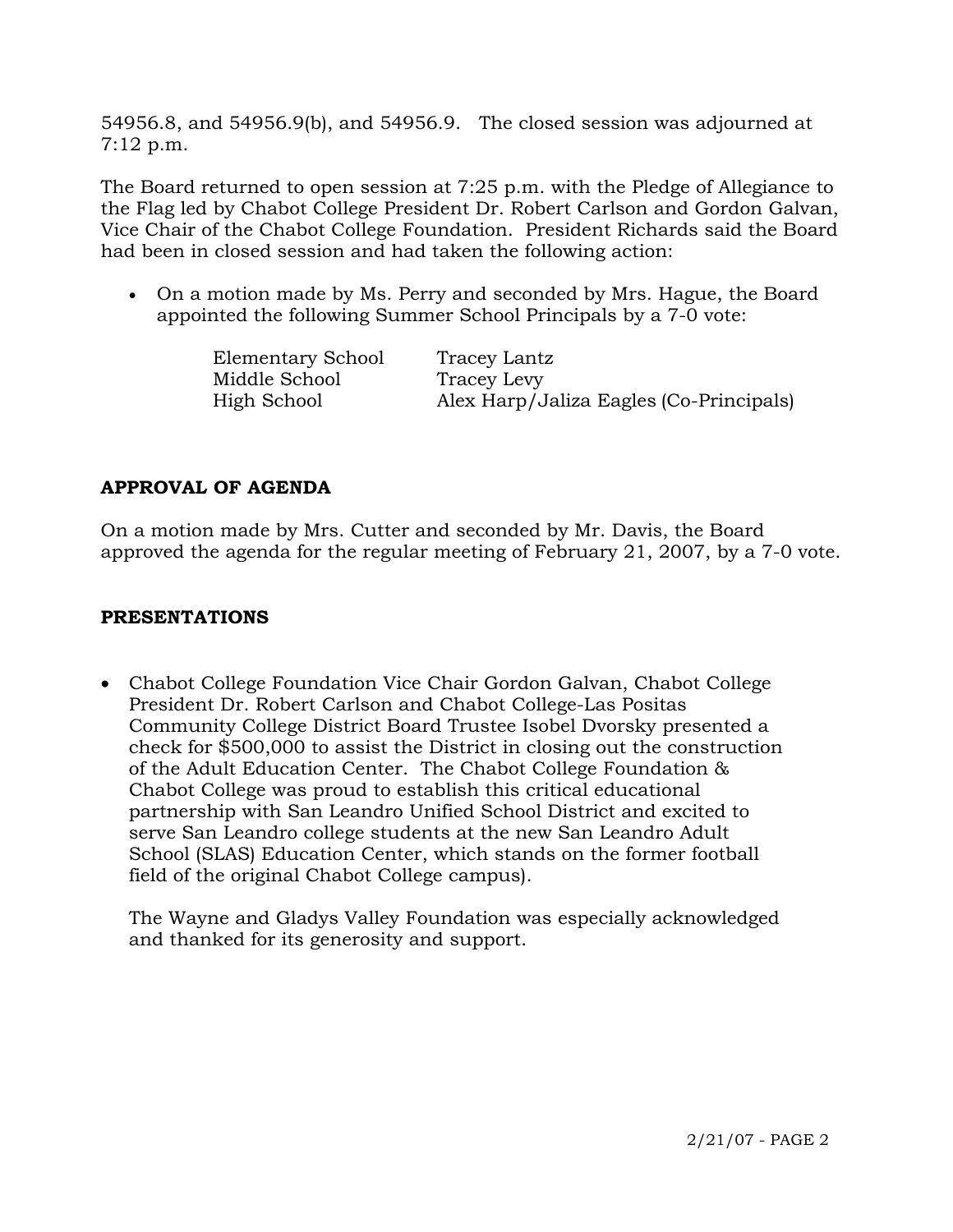54956.8, and 54956.9(b), and 54956.9. The closed session was adjourned at 7:12 p.m.

The Board returned to open session at 7:25 p.m. with the Pledge of Allegiance to the Flag led by Chabot College President Dr. Robert Carlson and Gordon Galvan, Vice Chair of the Chabot College Foundation. President Richards said the Board had been in closed session and had taken the following action:

- On a motion made by Ms. Perry and seconded by Mrs. Hague, the Board appointed the following Summer School Principals by a 7-0 vote:

| | |
|---|---|
| Elementary School | Tracey Lantz |
| Middle School | Tracey Levy |
| High School | Alex Harp/Jaliza Eagles (Co-Principals) |

## APPROVAL OF AGENDA

On a motion made by Mrs. Cutter and seconded by Mr. Davis, the Board approved the agenda for the regular meeting of February 21, 2007, by a 7-0 vote.

## PRESENTATIONS

- Chabot College Foundation Vice Chair Gordon Galvan, Chabot College President Dr. Robert Carlson and Chabot College-Las Positas Community College District Board Trustee Isobel Dvorsky presented a check for $500,000 to assist the District in closing out the construction of the Adult Education Center. The Chabot College Foundation & Chabot College was proud to establish this critical educational partnership with San Leandro Unified School District and excited to serve San Leandro college students at the new San Leandro Adult School (SLAS) Education Center, which stands on the former football field of the original Chabot College campus).

  The Wayne and Gladys Valley Foundation was especially acknowledged and thanked for its generosity and support.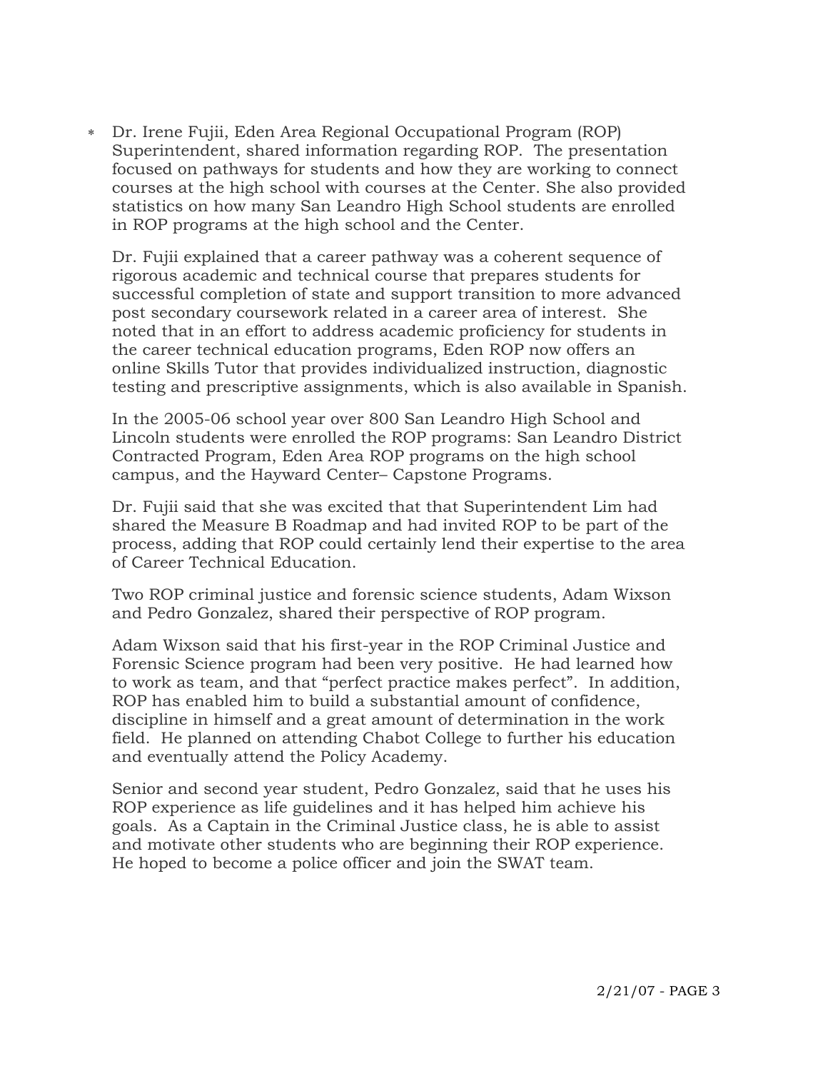* Dr. Irene Fujii, Eden Area Regional Occupational Program (ROP) Superintendent, shared information regarding ROP. The presentation focused on pathways for students and how they are working to connect courses at the high school with courses at the Center. She also provided statistics on how many San Leandro High School students are enrolled in ROP programs at the high school and the Center.

  Dr. Fujii explained that a career pathway was a coherent sequence of rigorous academic and technical course that prepares students for successful completion of state and support transition to more advanced post secondary coursework related in a career area of interest. She noted that in an effort to address academic proficiency for students in the career technical education programs, Eden ROP now offers an online Skills Tutor that provides individualized instruction, diagnostic testing and prescriptive assignments, which is also available in Spanish.

  In the 2005-06 school year over 800 San Leandro High School and Lincoln students were enrolled the ROP programs: San Leandro District Contracted Program, Eden Area ROP programs on the high school campus, and the Hayward Center– Capstone Programs.

  Dr. Fujii said that she was excited that that Superintendent Lim had shared the Measure B Roadmap and had invited ROP to be part of the process, adding that ROP could certainly lend their expertise to the area of Career Technical Education.

  Two ROP criminal justice and forensic science students, Adam Wixson and Pedro Gonzalez, shared their perspective of ROP program.

  Adam Wixson said that his first-year in the ROP Criminal Justice and Forensic Science program had been very positive. He had learned how to work as team, and that "perfect practice makes perfect". In addition, ROP has enabled him to build a substantial amount of confidence, discipline in himself and a great amount of determination in the work field. He planned on attending Chabot College to further his education and eventually attend the Policy Academy.

  Senior and second year student, Pedro Gonzalez, said that he uses his ROP experience as life guidelines and it has helped him achieve his goals. As a Captain in the Criminal Justice class, he is able to assist and motivate other students who are beginning their ROP experience. He hoped to become a police officer and join the SWAT team.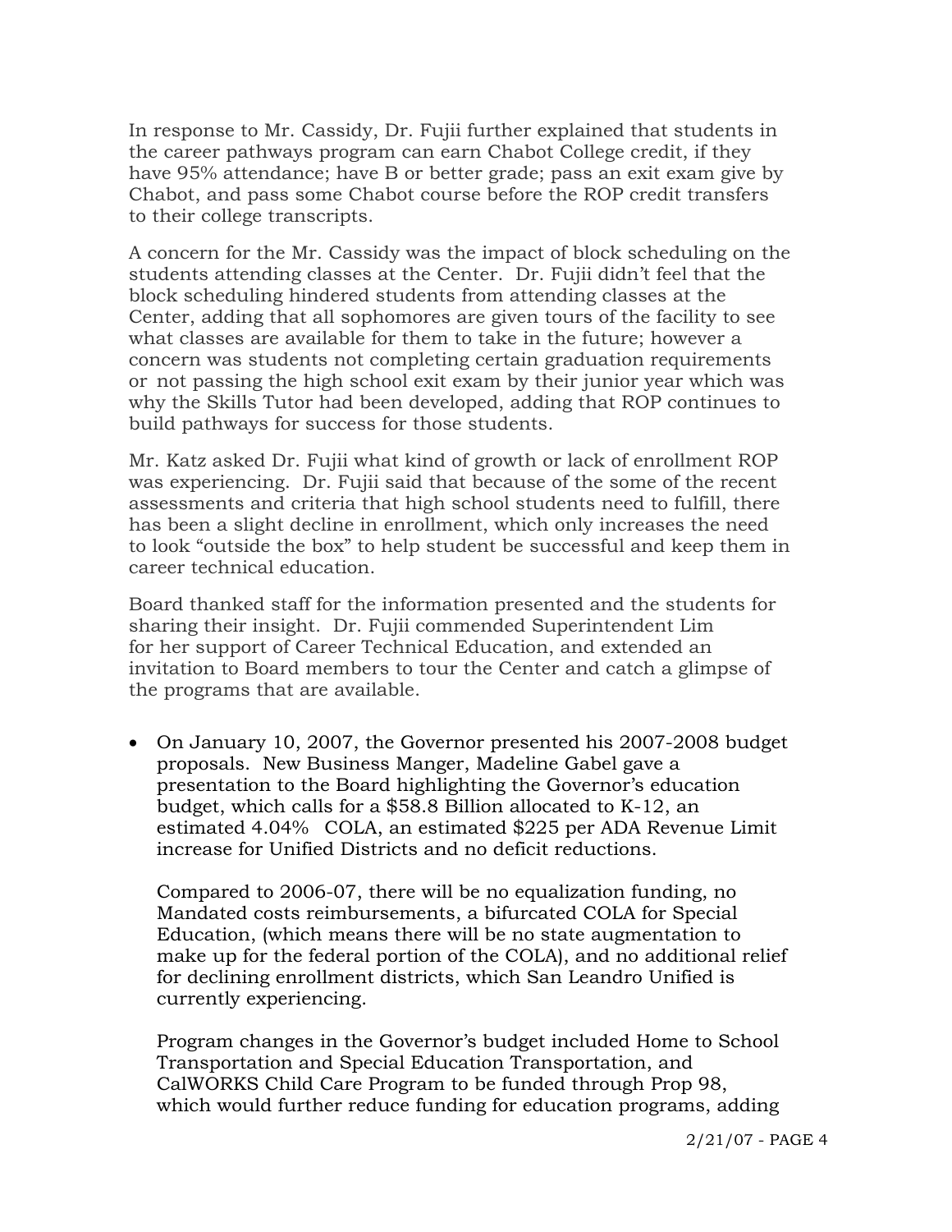In response to Mr. Cassidy, Dr. Fujii further explained that students in the career pathways program can earn Chabot College credit, if they have 95% attendance; have B or better grade; pass an exit exam give by Chabot, and pass some Chabot course before the ROP credit transfers to their college transcripts.

A concern for the Mr. Cassidy was the impact of block scheduling on the students attending classes at the Center. Dr. Fujii didn't feel that the block scheduling hindered students from attending classes at the Center, adding that all sophomores are given tours of the facility to see what classes are available for them to take in the future; however a concern was students not completing certain graduation requirements or not passing the high school exit exam by their junior year which was why the Skills Tutor had been developed, adding that ROP continues to build pathways for success for those students.

Mr. Katz asked Dr. Fujii what kind of growth or lack of enrollment ROP was experiencing. Dr. Fujii said that because of the some of the recent assessments and criteria that high school students need to fulfill, there has been a slight decline in enrollment, which only increases the need to look "outside the box" to help student be successful and keep them in career technical education.

Board thanked staff for the information presented and the students for sharing their insight. Dr. Fujii commended Superintendent Lim for her support of Career Technical Education, and extended an invitation to Board members to tour the Center and catch a glimpse of the programs that are available.

- On January 10, 2007, the Governor presented his 2007-2008 budget proposals. New Business Manger, Madeline Gabel gave a presentation to the Board highlighting the Governor's education budget, which calls for a $58.8 Billion allocated to K-12, an estimated 4.04% COLA, an estimated $225 per ADA Revenue Limit increase for Unified Districts and no deficit reductions.

  Compared to 2006-07, there will be no equalization funding, no Mandated costs reimbursements, a bifurcated COLA for Special Education, (which means there will be no state augmentation to make up for the federal portion of the COLA), and no additional relief for declining enrollment districts, which San Leandro Unified is currently experiencing.

  Program changes in the Governor's budget included Home to School Transportation and Special Education Transportation, and CalWORKS Child Care Program to be funded through Prop 98, which would further reduce funding for education programs, adding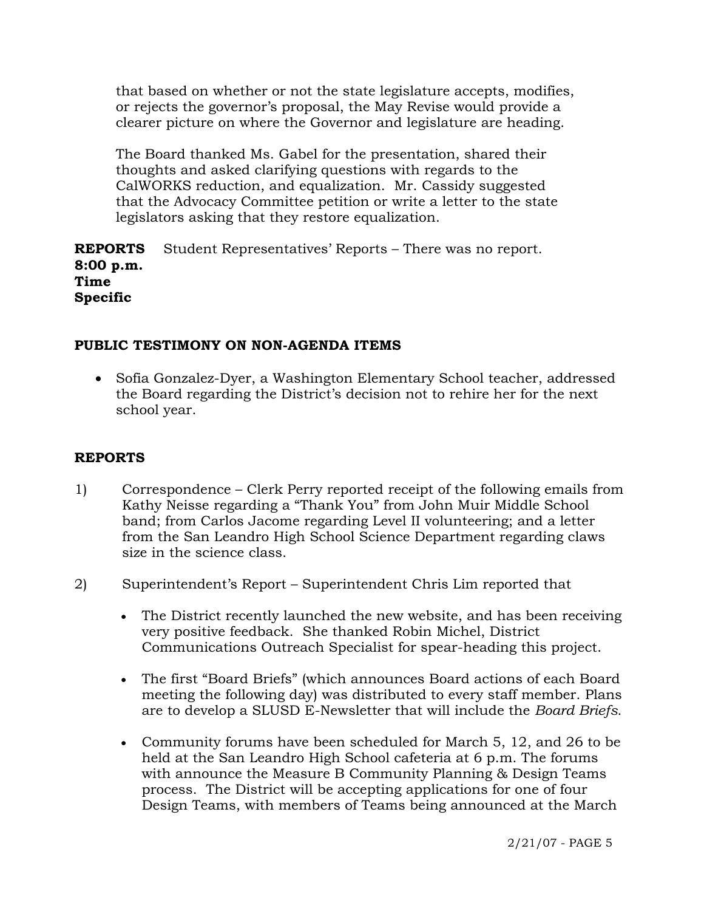that based on whether or not the state legislature accepts, modifies, or rejects the governor's proposal, the May Revise would provide a clearer picture on where the Governor and legislature are heading.

The Board thanked Ms. Gabel for the presentation, shared their thoughts and asked clarifying questions with regards to the CalWORKS reduction, and equalization. Mr. Cassidy suggested that the Advocacy Committee petition or write a letter to the state legislators asking that they restore equalization.

**REPORTS 8:00 p.m. Time Specific** Student Representatives' Reports – There was no report.

**PUBLIC TESTIMONY ON NON-AGENDA ITEMS**

- Sofia Gonzalez-Dyer, a Washington Elementary School teacher, addressed the Board regarding the District's decision not to rehire her for the next school year.

**REPORTS**

1) Correspondence – Clerk Perry reported receipt of the following emails from Kathy Neisse regarding a "Thank You" from John Muir Middle School band; from Carlos Jacome regarding Level II volunteering; and a letter from the San Leandro High School Science Department regarding claws size in the science class.

2) Superintendent's Report – Superintendent Chris Lim reported that

   - The District recently launched the new website, and has been receiving very positive feedback. She thanked Robin Michel, District Communications Outreach Specialist for spear-heading this project.

   - The first "Board Briefs" (which announces Board actions of each Board meeting the following day) was distributed to every staff member. Plans are to develop a SLUSD E-Newsletter that will include the *Board Briefs*.

   - Community forums have been scheduled for March 5, 12, and 26 to be held at the San Leandro High School cafeteria at 6 p.m. The forums with announce the Measure B Community Planning & Design Teams process. The District will be accepting applications for one of four Design Teams, with members of Teams being announced at the March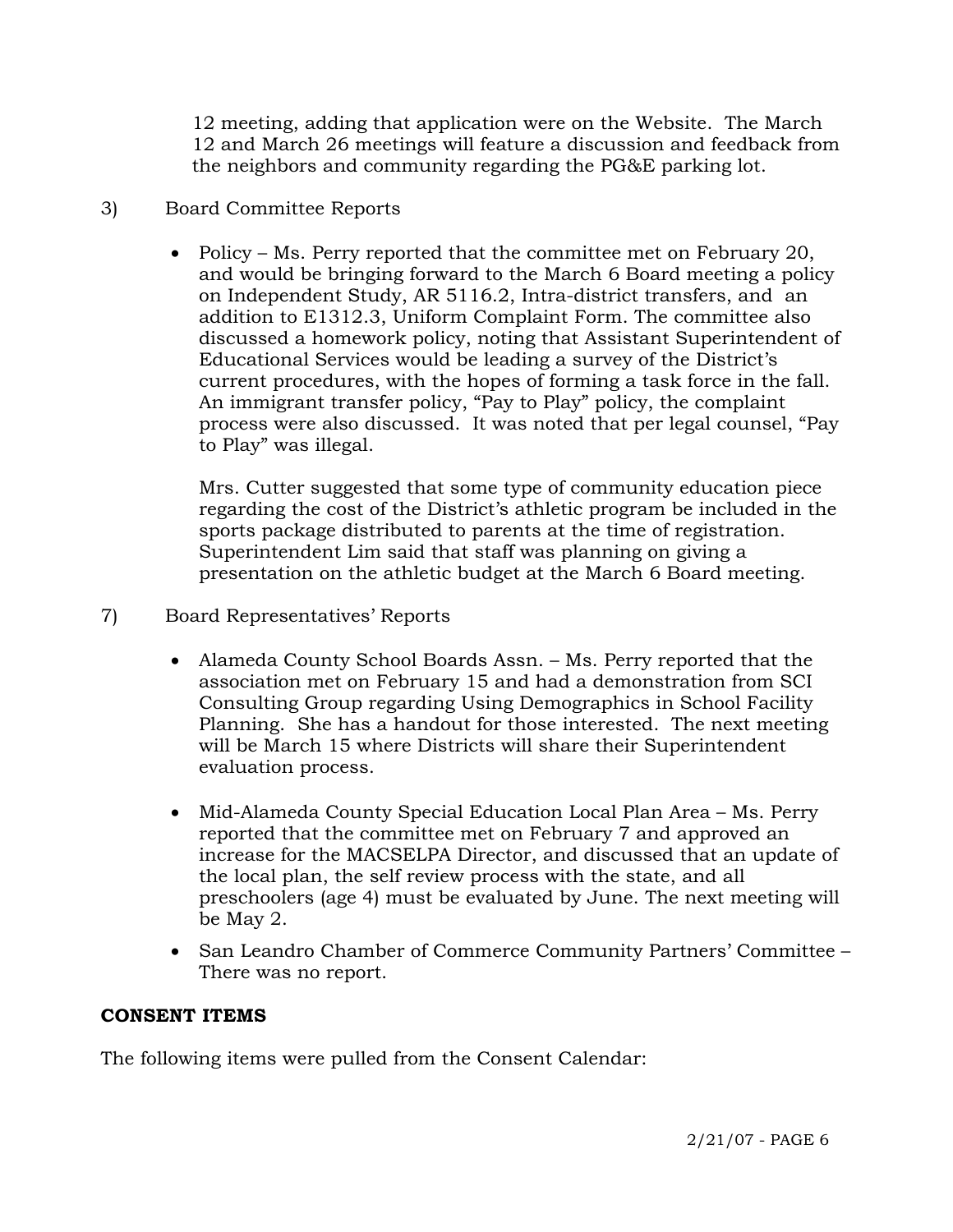12 meeting, adding that application were on the Website. The March 12 and March 26 meetings will feature a discussion and feedback from the neighbors and community regarding the PG&E parking lot.

3) Board Committee Reports

- Policy – Ms. Perry reported that the committee met on February 20, and would be bringing forward to the March 6 Board meeting a policy on Independent Study, AR 5116.2, Intra-district transfers, and an addition to E1312.3, Uniform Complaint Form. The committee also discussed a homework policy, noting that Assistant Superintendent of Educational Services would be leading a survey of the District's current procedures, with the hopes of forming a task force in the fall. An immigrant transfer policy, "Pay to Play" policy, the complaint process were also discussed. It was noted that per legal counsel, "Pay to Play" was illegal.

  Mrs. Cutter suggested that some type of community education piece regarding the cost of the District's athletic program be included in the sports package distributed to parents at the time of registration. Superintendent Lim said that staff was planning on giving a presentation on the athletic budget at the March 6 Board meeting.

7) Board Representatives' Reports

- Alameda County School Boards Assn. – Ms. Perry reported that the association met on February 15 and had a demonstration from SCI Consulting Group regarding Using Demographics in School Facility Planning. She has a handout for those interested. The next meeting will be March 15 where Districts will share their Superintendent evaluation process.

- Mid-Alameda County Special Education Local Plan Area – Ms. Perry reported that the committee met on February 7 and approved an increase for the MACSELPA Director, and discussed that an update of the local plan, the self review process with the state, and all preschoolers (age 4) must be evaluated by June. The next meeting will be May 2.

- San Leandro Chamber of Commerce Community Partners' Committee – There was no report.

**CONSENT ITEMS**

The following items were pulled from the Consent Calendar: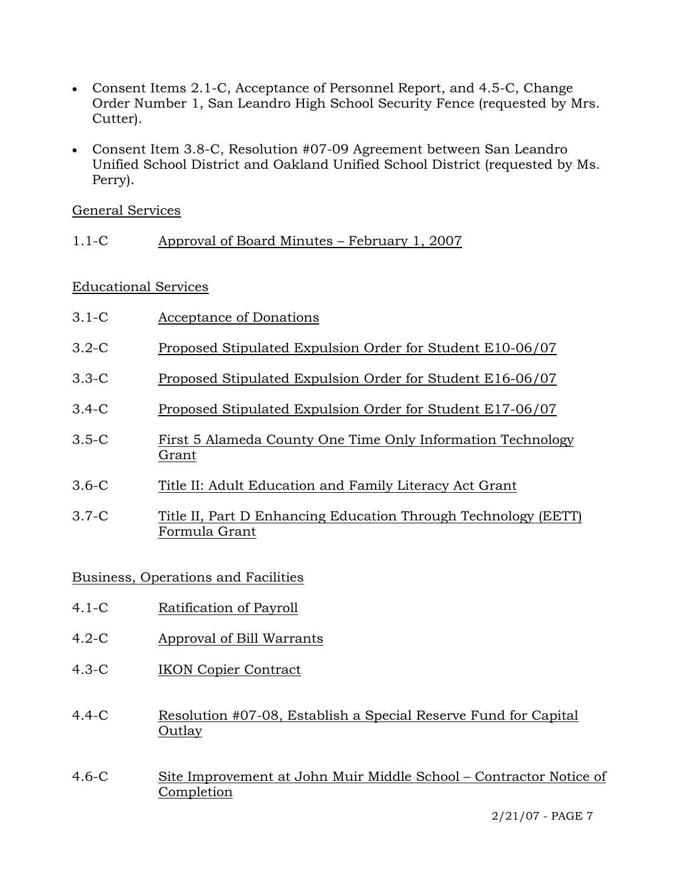- Consent Items 2.1-C, Acceptance of Personnel Report, and 4.5-C, Change Order Number 1, San Leandro High School Security Fence (requested by Mrs. Cutter).
- Consent Item 3.8-C, Resolution #07-09 Agreement between San Leandro Unified School District and Oakland Unified School District (requested by Ms. Perry).

General Services

1.1-C Approval of Board Minutes – February 1, 2007

Educational Services

3.1-C Acceptance of Donations

3.2-C Proposed Stipulated Expulsion Order for Student E10-06/07

3.3-C Proposed Stipulated Expulsion Order for Student E16-06/07

3.4-C Proposed Stipulated Expulsion Order for Student E17-06/07

3.5-C First 5 Alameda County One Time Only Information Technology Grant

3.6-C Title II: Adult Education and Family Literacy Act Grant

3.7-C Title II, Part D Enhancing Education Through Technology (EETT) Formula Grant

Business, Operations and Facilities

4.1-C Ratification of Payroll

4.2-C Approval of Bill Warrants

4.3-C IKON Copier Contract

4.4-C Resolution #07-08, Establish a Special Reserve Fund for Capital Outlay

4.6-C Site Improvement at John Muir Middle School – Contractor Notice of Completion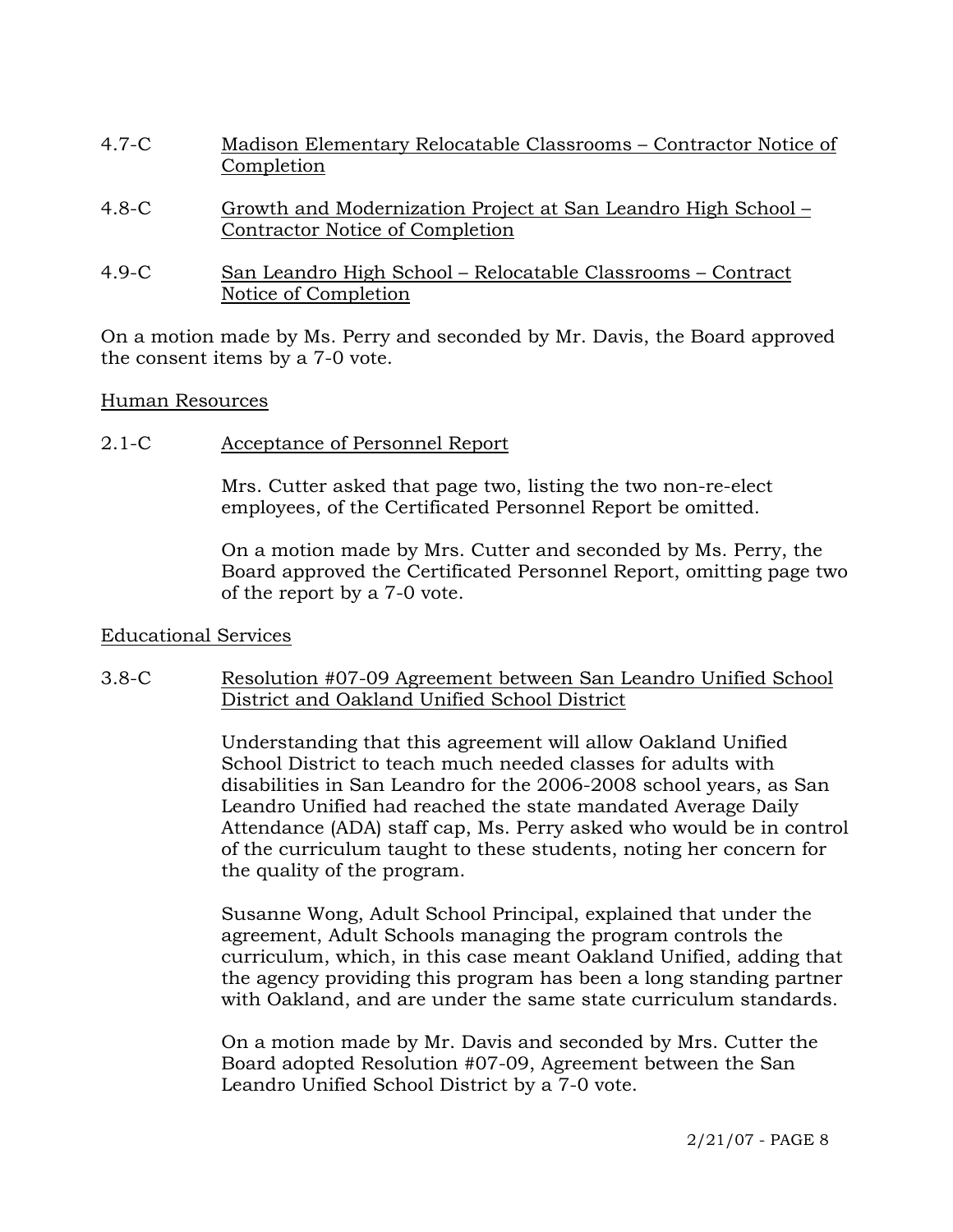4.7-C Madison Elementary Relocatable Classrooms – Contractor Notice of Completion

4.8-C Growth and Modernization Project at San Leandro High School – Contractor Notice of Completion

4.9-C San Leandro High School – Relocatable Classrooms – Contract Notice of Completion

On a motion made by Ms. Perry and seconded by Mr. Davis, the Board approved the consent items by a 7-0 vote.

Human Resources

2.1-C Acceptance of Personnel Report

Mrs. Cutter asked that page two, listing the two non-re-elect employees, of the Certificated Personnel Report be omitted.

On a motion made by Mrs. Cutter and seconded by Ms. Perry, the Board approved the Certificated Personnel Report, omitting page two of the report by a 7-0 vote.

Educational Services

3.8-C Resolution #07-09 Agreement between San Leandro Unified School District and Oakland Unified School District

Understanding that this agreement will allow Oakland Unified School District to teach much needed classes for adults with disabilities in San Leandro for the 2006-2008 school years, as San Leandro Unified had reached the state mandated Average Daily Attendance (ADA) staff cap, Ms. Perry asked who would be in control of the curriculum taught to these students, noting her concern for the quality of the program.

Susanne Wong, Adult School Principal, explained that under the agreement, Adult Schools managing the program controls the curriculum, which, in this case meant Oakland Unified, adding that the agency providing this program has been a long standing partner with Oakland, and are under the same state curriculum standards.

On a motion made by Mr. Davis and seconded by Mrs. Cutter the Board adopted Resolution #07-09, Agreement between the San Leandro Unified School District by a 7-0 vote.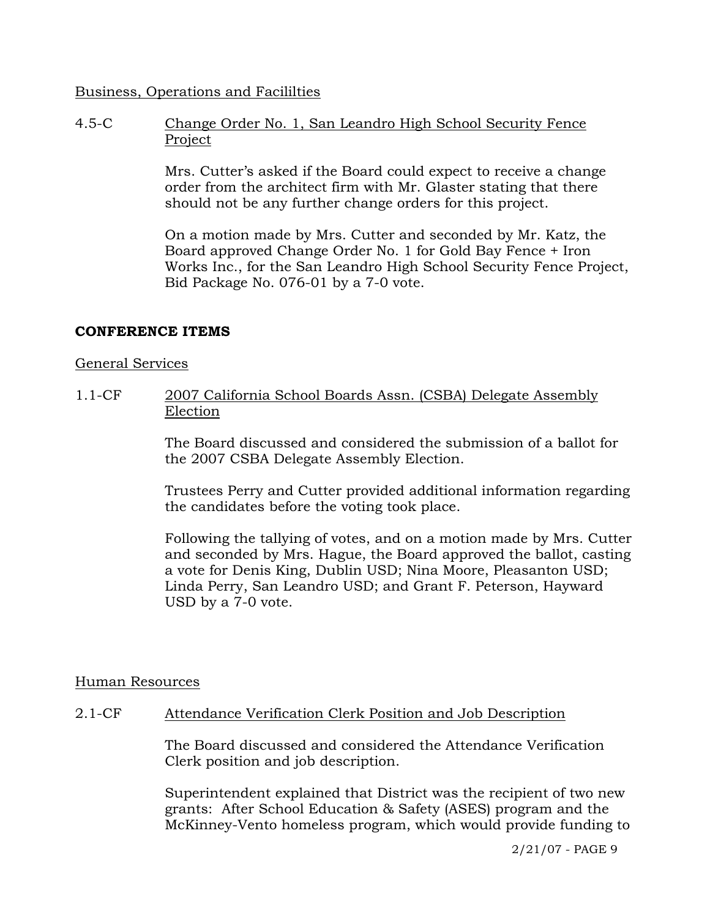Business, Operations and Facililties

4.5-C Change Order No. 1, San Leandro High School Security Fence Project

Mrs. Cutter's asked if the Board could expect to receive a change order from the architect firm with Mr. Glaster stating that there should not be any further change orders for this project.

On a motion made by Mrs. Cutter and seconded by Mr. Katz, the Board approved Change Order No. 1 for Gold Bay Fence + Iron Works Inc., for the San Leandro High School Security Fence Project, Bid Package No. 076-01 by a 7-0 vote.

**CONFERENCE ITEMS**

General Services

1.1-CF 2007 California School Boards Assn. (CSBA) Delegate Assembly Election

The Board discussed and considered the submission of a ballot for the 2007 CSBA Delegate Assembly Election.

Trustees Perry and Cutter provided additional information regarding the candidates before the voting took place.

Following the tallying of votes, and on a motion made by Mrs. Cutter and seconded by Mrs. Hague, the Board approved the ballot, casting a vote for Denis King, Dublin USD; Nina Moore, Pleasanton USD; Linda Perry, San Leandro USD; and Grant F. Peterson, Hayward USD by a 7-0 vote.

Human Resources

2.1-CF Attendance Verification Clerk Position and Job Description

The Board discussed and considered the Attendance Verification Clerk position and job description.

Superintendent explained that District was the recipient of two new grants: After School Education & Safety (ASES) program and the McKinney-Vento homeless program, which would provide funding to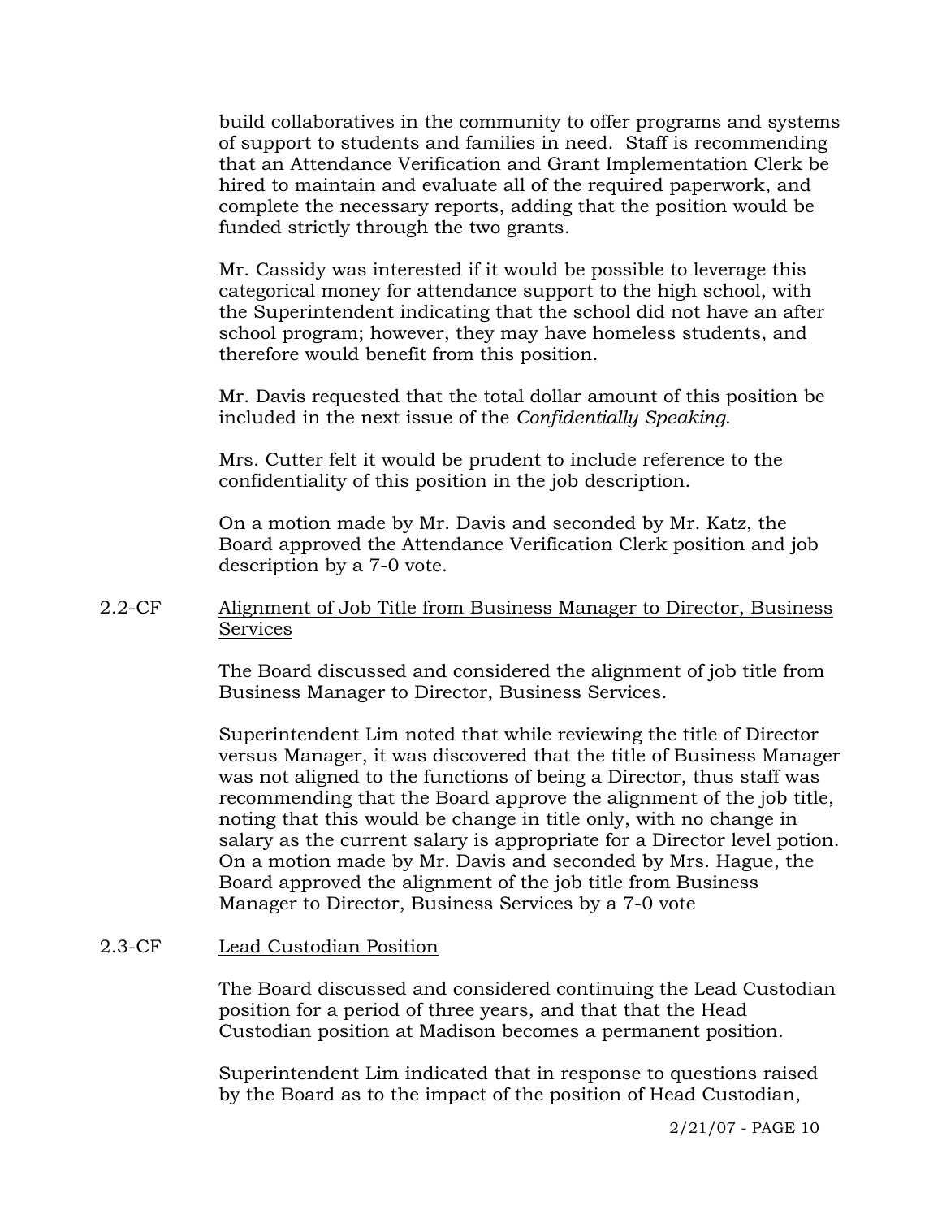build collaboratives in the community to offer programs and systems of support to students and families in need. Staff is recommending that an Attendance Verification and Grant Implementation Clerk be hired to maintain and evaluate all of the required paperwork, and complete the necessary reports, adding that the position would be funded strictly through the two grants.

Mr. Cassidy was interested if it would be possible to leverage this categorical money for attendance support to the high school, with the Superintendent indicating that the school did not have an after school program; however, they may have homeless students, and therefore would benefit from this position.

Mr. Davis requested that the total dollar amount of this position be included in the next issue of the *Confidentially Speaking*.

Mrs. Cutter felt it would be prudent to include reference to the confidentiality of this position in the job description.

On a motion made by Mr. Davis and seconded by Mr. Katz, the Board approved the Attendance Verification Clerk position and job description by a 7-0 vote.

2.2-CF <u>Alignment of Job Title from Business Manager to Director, Business Services</u>

The Board discussed and considered the alignment of job title from Business Manager to Director, Business Services.

Superintendent Lim noted that while reviewing the title of Director versus Manager, it was discovered that the title of Business Manager was not aligned to the functions of being a Director, thus staff was recommending that the Board approve the alignment of the job title, noting that this would be change in title only, with no change in salary as the current salary is appropriate for a Director level potion. On a motion made by Mr. Davis and seconded by Mrs. Hague, the Board approved the alignment of the job title from Business Manager to Director, Business Services by a 7-0 vote

2.3-CF <u>Lead Custodian Position</u>

The Board discussed and considered continuing the Lead Custodian position for a period of three years, and that that the Head Custodian position at Madison becomes a permanent position.

Superintendent Lim indicated that in response to questions raised by the Board as to the impact of the position of Head Custodian,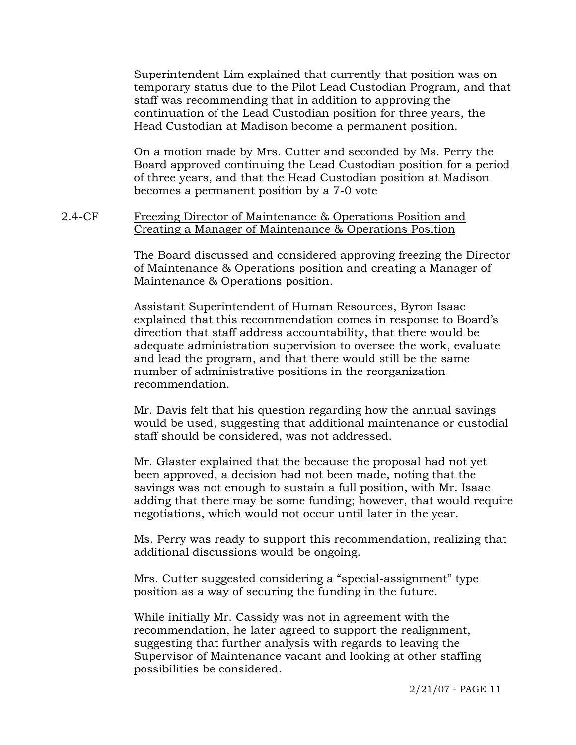Superintendent Lim explained that currently that position was on temporary status due to the Pilot Lead Custodian Program, and that staff was recommending that in addition to approving the continuation of the Lead Custodian position for three years, the Head Custodian at Madison become a permanent position.

On a motion made by Mrs. Cutter and seconded by Ms. Perry the Board approved continuing the Lead Custodian position for a period of three years, and that the Head Custodian position at Madison becomes a permanent position by a 7-0 vote

2.4-CF <u>Freezing Director of Maintenance & Operations Position and Creating a Manager of Maintenance & Operations Position</u>

The Board discussed and considered approving freezing the Director of Maintenance & Operations position and creating a Manager of Maintenance & Operations position.

Assistant Superintendent of Human Resources, Byron Isaac explained that this recommendation comes in response to Board's direction that staff address accountability, that there would be adequate administration supervision to oversee the work, evaluate and lead the program, and that there would still be the same number of administrative positions in the reorganization recommendation.

Mr. Davis felt that his question regarding how the annual savings would be used, suggesting that additional maintenance or custodial staff should be considered, was not addressed.

Mr. Glaster explained that the because the proposal had not yet been approved, a decision had not been made, noting that the savings was not enough to sustain a full position, with Mr. Isaac adding that there may be some funding; however, that would require negotiations, which would not occur until later in the year.

Ms. Perry was ready to support this recommendation, realizing that additional discussions would be ongoing.

Mrs. Cutter suggested considering a "special-assignment" type position as a way of securing the funding in the future.

While initially Mr. Cassidy was not in agreement with the recommendation, he later agreed to support the realignment, suggesting that further analysis with regards to leaving the Supervisor of Maintenance vacant and looking at other staffing possibilities be considered.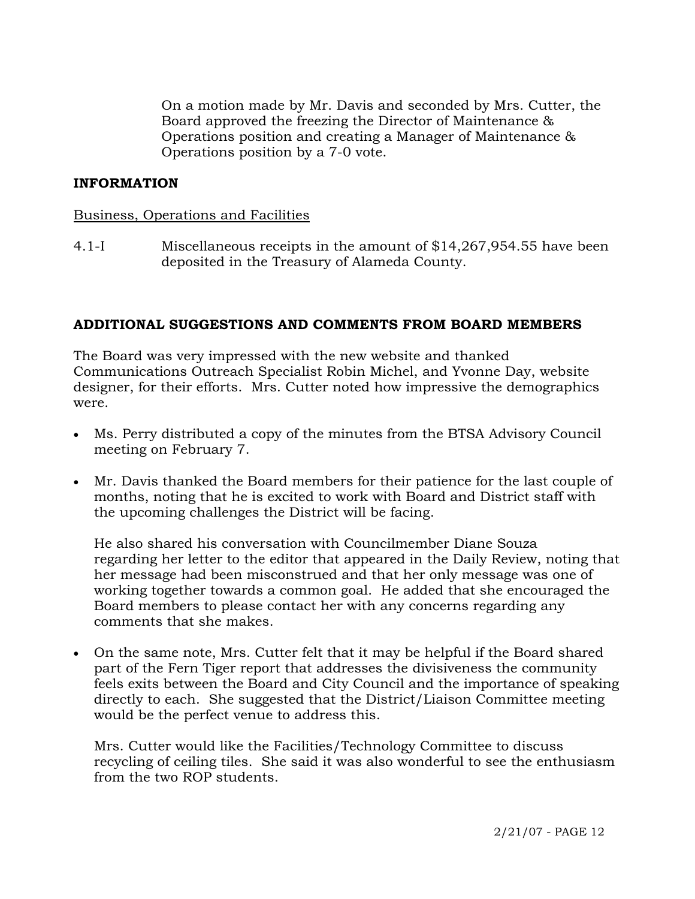On a motion made by Mr. Davis and seconded by Mrs. Cutter, the Board approved the freezing the Director of Maintenance & Operations position and creating a Manager of Maintenance & Operations position by a 7-0 vote.

**INFORMATION**

Business, Operations and Facilities

4.1-I Miscellaneous receipts in the amount of $14,267,954.55 have been deposited in the Treasury of Alameda County.

**ADDITIONAL SUGGESTIONS AND COMMENTS FROM BOARD MEMBERS**

The Board was very impressed with the new website and thanked Communications Outreach Specialist Robin Michel, and Yvonne Day, website designer, for their efforts. Mrs. Cutter noted how impressive the demographics were.

- Ms. Perry distributed a copy of the minutes from the BTSA Advisory Council meeting on February 7.
- Mr. Davis thanked the Board members for their patience for the last couple of months, noting that he is excited to work with Board and District staff with the upcoming challenges the District will be facing.

  He also shared his conversation with Councilmember Diane Souza regarding her letter to the editor that appeared in the Daily Review, noting that her message had been misconstrued and that her only message was one of working together towards a common goal. He added that she encouraged the Board members to please contact her with any concerns regarding any comments that she makes.
- On the same note, Mrs. Cutter felt that it may be helpful if the Board shared part of the Fern Tiger report that addresses the divisiveness the community feels exits between the Board and City Council and the importance of speaking directly to each. She suggested that the District/Liaison Committee meeting would be the perfect venue to address this.

  Mrs. Cutter would like the Facilities/Technology Committee to discuss recycling of ceiling tiles. She said it was also wonderful to see the enthusiasm from the two ROP students.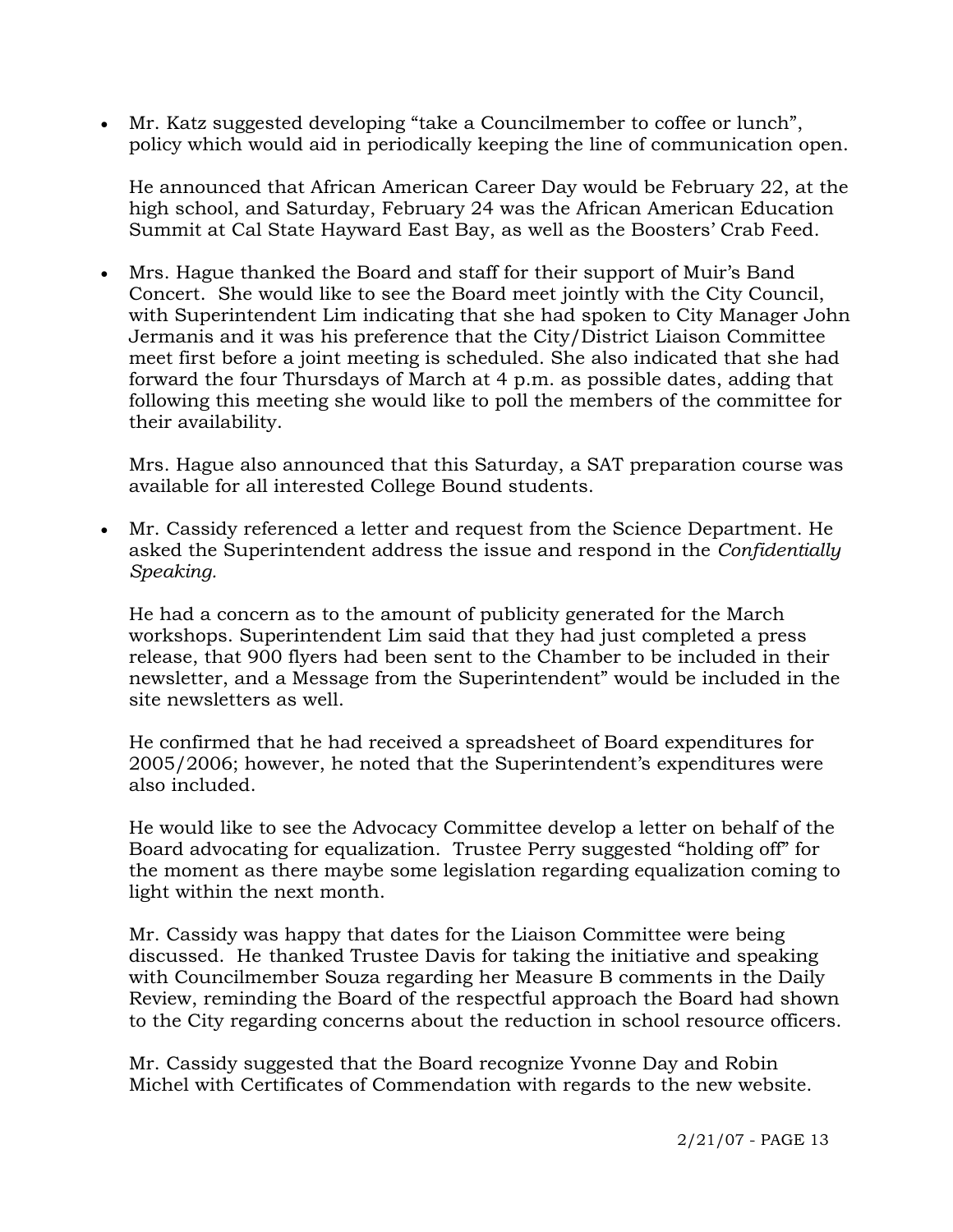- Mr. Katz suggested developing "take a Councilmember to coffee or lunch", policy which would aid in periodically keeping the line of communication open.

  He announced that African American Career Day would be February 22, at the high school, and Saturday, February 24 was the African American Education Summit at Cal State Hayward East Bay, as well as the Boosters' Crab Feed.

- Mrs. Hague thanked the Board and staff for their support of Muir's Band Concert. She would like to see the Board meet jointly with the City Council, with Superintendent Lim indicating that she had spoken to City Manager John Jermanis and it was his preference that the City/District Liaison Committee meet first before a joint meeting is scheduled. She also indicated that she had forward the four Thursdays of March at 4 p.m. as possible dates, adding that following this meeting she would like to poll the members of the committee for their availability.

  Mrs. Hague also announced that this Saturday, a SAT preparation course was available for all interested College Bound students.

- Mr. Cassidy referenced a letter and request from the Science Department. He asked the Superintendent address the issue and respond in the *Confidentially Speaking.*

  He had a concern as to the amount of publicity generated for the March workshops. Superintendent Lim said that they had just completed a press release, that 900 flyers had been sent to the Chamber to be included in their newsletter, and a Message from the Superintendent" would be included in the site newsletters as well.

  He confirmed that he had received a spreadsheet of Board expenditures for 2005/2006; however, he noted that the Superintendent's expenditures were also included.

  He would like to see the Advocacy Committee develop a letter on behalf of the Board advocating for equalization. Trustee Perry suggested "holding off" for the moment as there maybe some legislation regarding equalization coming to light within the next month.

  Mr. Cassidy was happy that dates for the Liaison Committee were being discussed. He thanked Trustee Davis for taking the initiative and speaking with Councilmember Souza regarding her Measure B comments in the Daily Review, reminding the Board of the respectful approach the Board had shown to the City regarding concerns about the reduction in school resource officers.

  Mr. Cassidy suggested that the Board recognize Yvonne Day and Robin Michel with Certificates of Commendation with regards to the new website.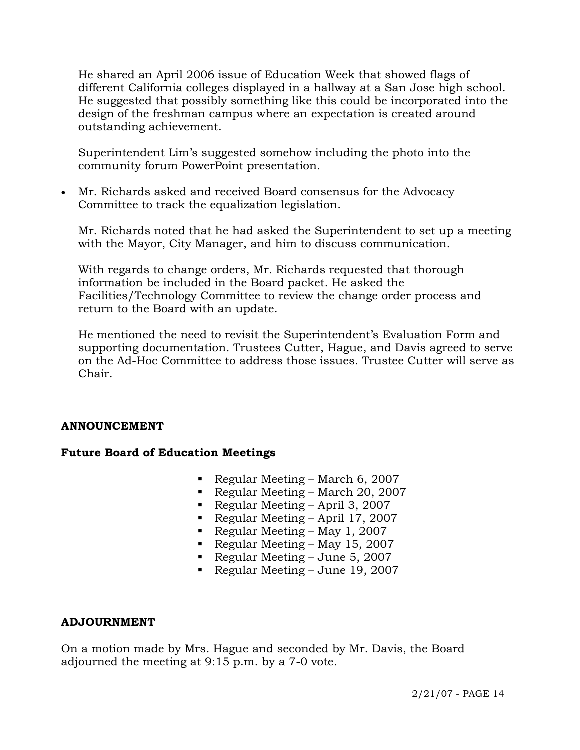He shared an April 2006 issue of Education Week that showed flags of different California colleges displayed in a hallway at a San Jose high school. He suggested that possibly something like this could be incorporated into the design of the freshman campus where an expectation is created around outstanding achievement.

Superintendent Lim's suggested somehow including the photo into the community forum PowerPoint presentation.

- Mr. Richards asked and received Board consensus for the Advocacy Committee to track the equalization legislation.

  Mr. Richards noted that he had asked the Superintendent to set up a meeting with the Mayor, City Manager, and him to discuss communication.

  With regards to change orders, Mr. Richards requested that thorough information be included in the Board packet. He asked the Facilities/Technology Committee to review the change order process and return to the Board with an update.

  He mentioned the need to revisit the Superintendent's Evaluation Form and supporting documentation. Trustees Cutter, Hague, and Davis agreed to serve on the Ad-Hoc Committee to address those issues. Trustee Cutter will serve as Chair.

## ANNOUNCEMENT

### Future Board of Education Meetings

- Regular Meeting – March 6, 2007
- Regular Meeting – March 20, 2007
- Regular Meeting – April 3, 2007
- Regular Meeting – April 17, 2007
- Regular Meeting – May 1, 2007
- Regular Meeting – May 15, 2007
- Regular Meeting – June 5, 2007
- Regular Meeting – June 19, 2007

## ADJOURNMENT

On a motion made by Mrs. Hague and seconded by Mr. Davis, the Board adjourned the meeting at 9:15 p.m. by a 7-0 vote.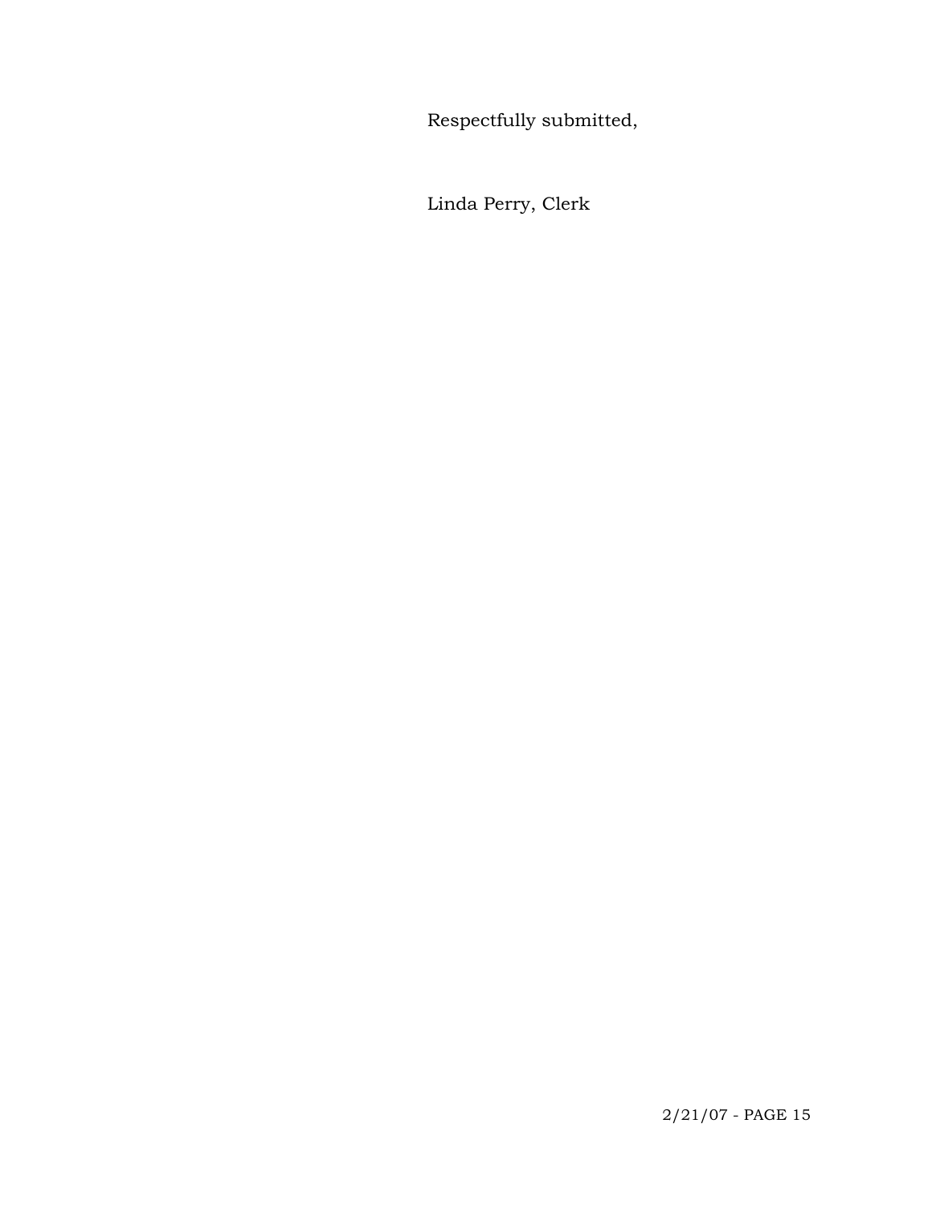Respectfully submitted,

Linda Perry, Clerk